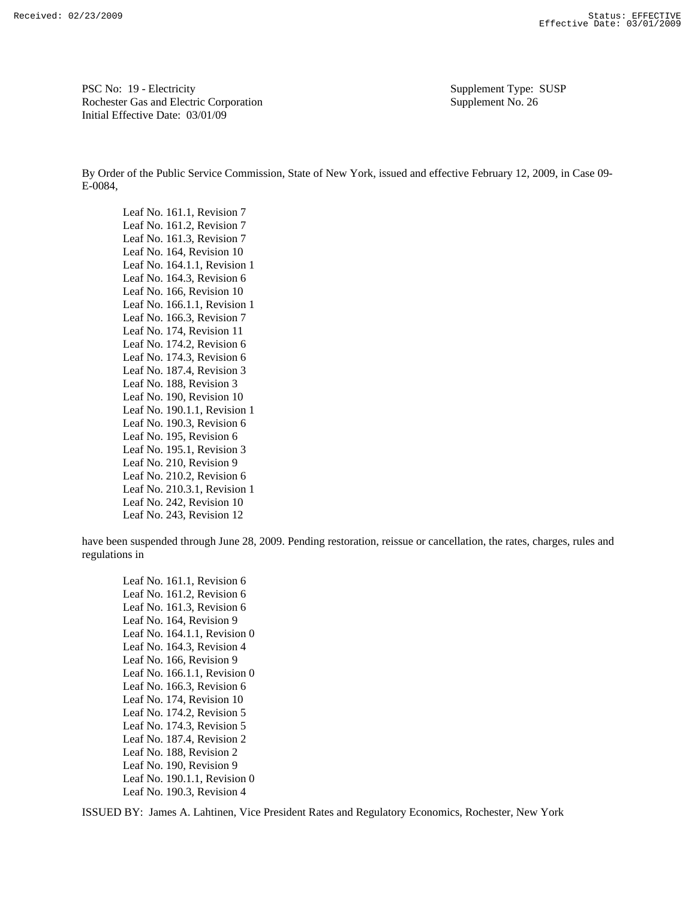PSC No: 19 - Electricity
Rochester Gas and Electric Corporation
Initial Effective Date: 03/01/09

Supplement Type: SUSP
Supplement No. 26

By Order of the Public Service Commission, State of New York, issued and effective February 12, 2009, in Case 09-E-0084,

Leaf No. 161.1, Revision 7
Leaf No. 161.2, Revision 7
Leaf No. 161.3, Revision 7
Leaf No. 164, Revision 10
Leaf No. 164.1.1, Revision 1
Leaf No. 164.3, Revision 6
Leaf No. 166, Revision 10
Leaf No. 166.1.1, Revision 1
Leaf No. 166.3, Revision 7
Leaf No. 174, Revision 11
Leaf No. 174.2, Revision 6
Leaf No. 174.3, Revision 6
Leaf No. 187.4, Revision 3
Leaf No. 188, Revision 3
Leaf No. 190, Revision 10
Leaf No. 190.1.1, Revision 1
Leaf No. 190.3, Revision 6
Leaf No. 195, Revision 6
Leaf No. 195.1, Revision 3
Leaf No. 210, Revision 9
Leaf No. 210.2, Revision 6
Leaf No. 210.3.1, Revision 1
Leaf No. 242, Revision 10
Leaf No. 243, Revision 12

have been suspended through June 28, 2009. Pending restoration, reissue or cancellation, the rates, charges, rules and regulations in

Leaf No. 161.1, Revision 6
Leaf No. 161.2, Revision 6
Leaf No. 161.3, Revision 6
Leaf No. 164, Revision 9
Leaf No. 164.1.1, Revision 0
Leaf No. 164.3, Revision 4
Leaf No. 166, Revision 9
Leaf No. 166.1.1, Revision 0
Leaf No. 166.3, Revision 6
Leaf No. 174, Revision 10
Leaf No. 174.2, Revision 5
Leaf No. 174.3, Revision 5
Leaf No. 187.4, Revision 2
Leaf No. 188, Revision 2
Leaf No. 190, Revision 9
Leaf No. 190.1.1, Revision 0
Leaf No. 190.3, Revision 4

ISSUED BY: James A. Lahtinen, Vice President Rates and Regulatory Economics, Rochester, New York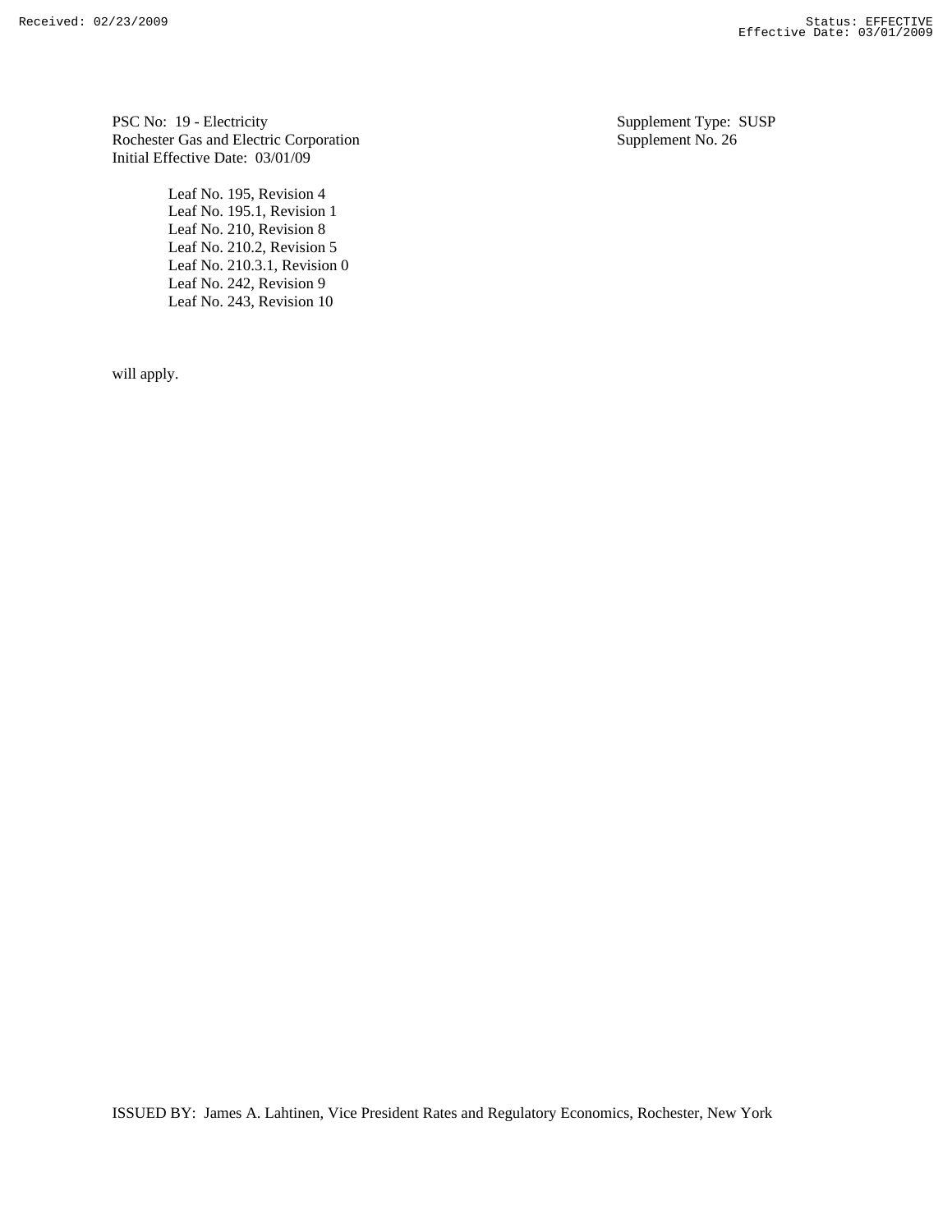PSC No: 19 - Electricity
Rochester Gas and Electric Corporation
Initial Effective Date: 03/01/09

Supplement Type: SUSP
Supplement No. 26

Leaf No. 195, Revision 4
Leaf No. 195.1, Revision 1
Leaf No. 210, Revision 8
Leaf No. 210.2, Revision 5
Leaf No. 210.3.1, Revision 0
Leaf No. 242, Revision 9
Leaf No. 243, Revision 10

will apply.

ISSUED BY: James A. Lahtinen, Vice President Rates and Regulatory Economics, Rochester, New York